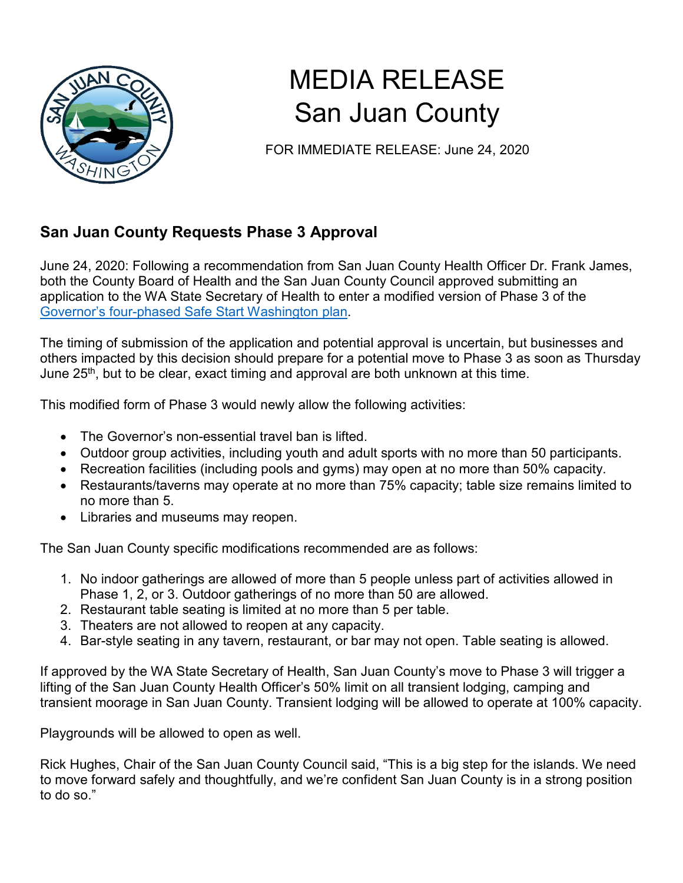# MEDIA RELEASE
# San Juan County

FOR IMMEDIATE RELEASE: June 24, 2020

## San Juan County Requests Phase 3 Approval

June 24, 2020: Following a recommendation from San Juan County Health Officer Dr. Frank James, both the County Board of Health and the San Juan County Council approved submitting an application to the WA State Secretary of Health to enter a modified version of Phase 3 of the [Governor's four-phased Safe Start Washington plan](#).

The timing of submission of the application and potential approval is uncertain, but businesses and others impacted by this decision should prepare for a potential move to Phase 3 as soon as Thursday June 25th, but to be clear, exact timing and approval are both unknown at this time.

This modified form of Phase 3 would newly allow the following activities:

- The Governor's non-essential travel ban is lifted.
- Outdoor group activities, including youth and adult sports with no more than 50 participants.
- Recreation facilities (including pools and gyms) may open at no more than 50% capacity.
- Restaurants/taverns may operate at no more than 75% capacity; table size remains limited to no more than 5.
- Libraries and museums may reopen.

The San Juan County specific modifications recommended are as follows:

1. No indoor gatherings are allowed of more than 5 people unless part of activities allowed in Phase 1, 2, or 3. Outdoor gatherings of no more than 50 are allowed.
2. Restaurant table seating is limited at no more than 5 per table.
3. Theaters are not allowed to reopen at any capacity.
4. Bar-style seating in any tavern, restaurant, or bar may not open. Table seating is allowed.

If approved by the WA State Secretary of Health, San Juan County's move to Phase 3 will trigger a lifting of the San Juan County Health Officer's 50% limit on all transient lodging, camping and transient moorage in San Juan County. Transient lodging will be allowed to operate at 100% capacity.

Playgrounds will be allowed to open as well.

Rick Hughes, Chair of the San Juan County Council said, "This is a big step for the islands. We need to move forward safely and thoughtfully, and we're confident San Juan County is in a strong position to do so."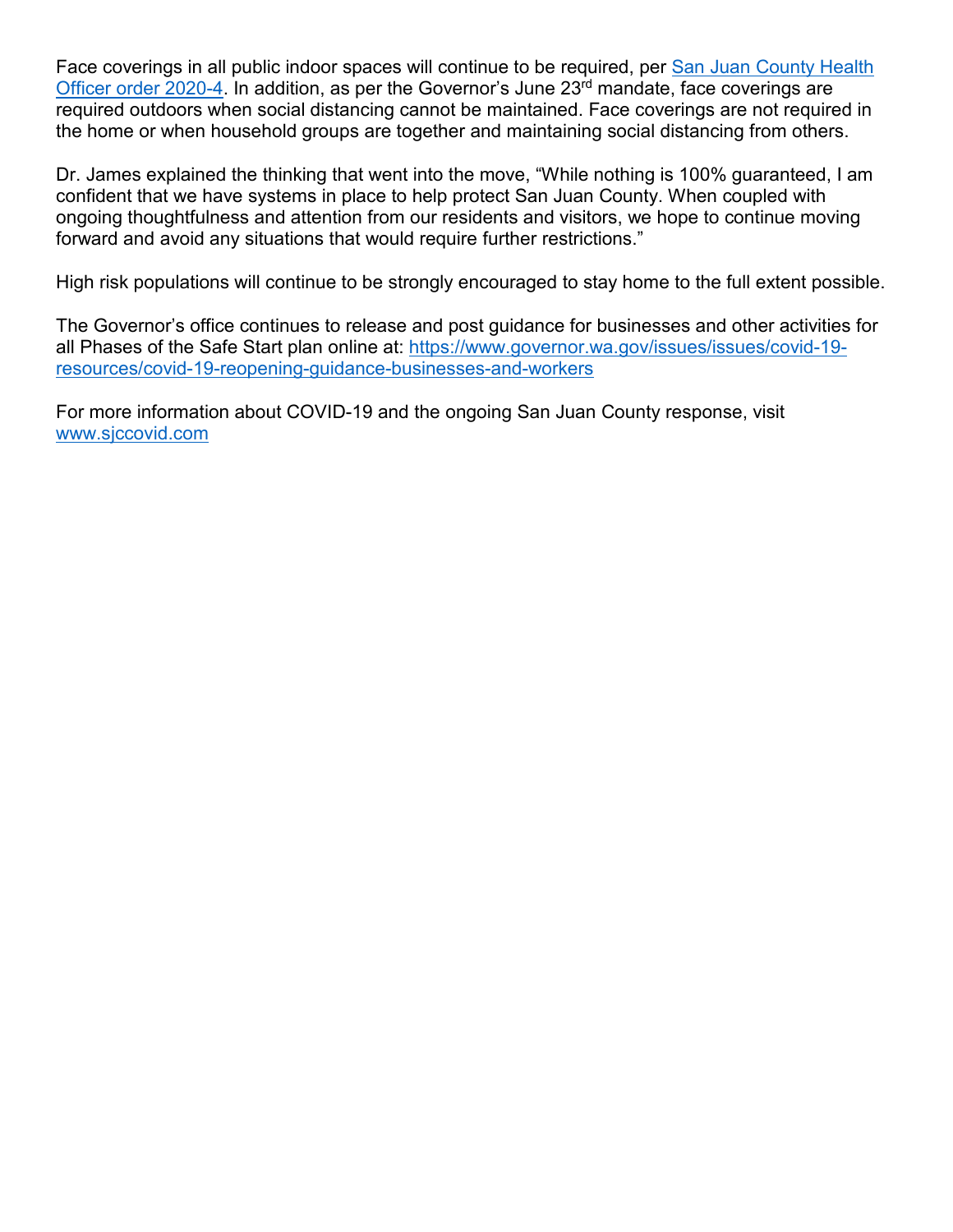Face coverings in all public indoor spaces will continue to be required, per [San Juan County Health Officer order 2020-4](). In addition, as per the Governor's June 23rd mandate, face coverings are required outdoors when social distancing cannot be maintained. Face coverings are not required in the home or when household groups are together and maintaining social distancing from others.

Dr. James explained the thinking that went into the move, "While nothing is 100% guaranteed, I am confident that we have systems in place to help protect San Juan County. When coupled with ongoing thoughtfulness and attention from our residents and visitors, we hope to continue moving forward and avoid any situations that would require further restrictions."

High risk populations will continue to be strongly encouraged to stay home to the full extent possible.

The Governor's office continues to release and post guidance for businesses and other activities for all Phases of the Safe Start plan online at: https://www.governor.wa.gov/issues/issues/covid-19-resources/covid-19-reopening-guidance-businesses-and-workers

For more information about COVID-19 and the ongoing San Juan County response, visit www.sjccovid.com